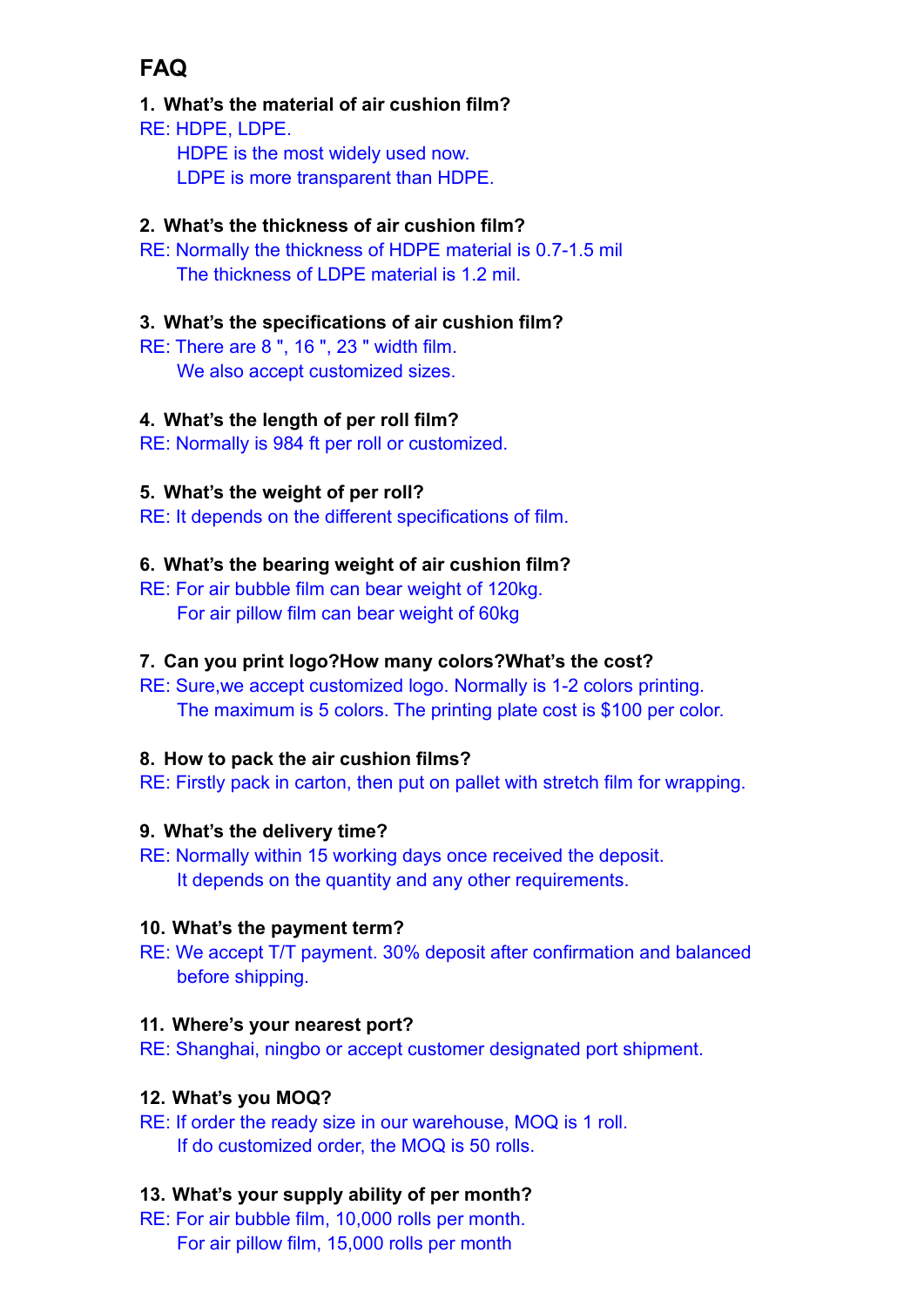## FAQ

**1. What's the material of air cushion film?**

RE: HDPE, LDPE.
HDPE is the most widely used now.
LDPE is more transparent than HDPE.

**2. What's the thickness of air cushion film?**

RE: Normally the thickness of HDPE material is 0.7-1.5 mil
The thickness of LDPE material is 1.2 mil.

**3. What's the specifications of air cushion film?**

RE: There are 8 ", 16 ", 23 " width film.
We also accept customized sizes.

**4. What's the length of per roll film?**

RE: Normally is 984 ft per roll or customized.

**5. What's the weight of per roll?**

RE: It depends on the different specifications of film.

**6. What's the bearing weight of air cushion film?**

RE: For air bubble film can bear weight of 120kg.
For air pillow film can bear weight of 60kg

**7. Can you print logo?How many colors?What's the cost?**

RE: Sure,we accept customized logo. Normally is 1-2 colors printing.
The maximum is 5 colors. The printing plate cost is $100 per color.

**8. How to pack the air cushion films?**

RE: Firstly pack in carton, then put on pallet with stretch film for wrapping.

**9. What's the delivery time?**

RE: Normally within 15 working days once received the deposit.
It depends on the quantity and any other requirements.

**10. What's the payment term?**

RE: We accept T/T payment. 30% deposit after confirmation and balanced before shipping.

**11. Where's your nearest port?**

RE: Shanghai, ningbo or accept customer designated port shipment.

**12. What's you MOQ?**

RE: If order the ready size in our warehouse, MOQ is 1 roll.
If do customized order, the MOQ is 50 rolls.

**13. What's your supply ability of per month?**

RE: For air bubble film, 10,000 rolls per month.
For air pillow film, 15,000 rolls per month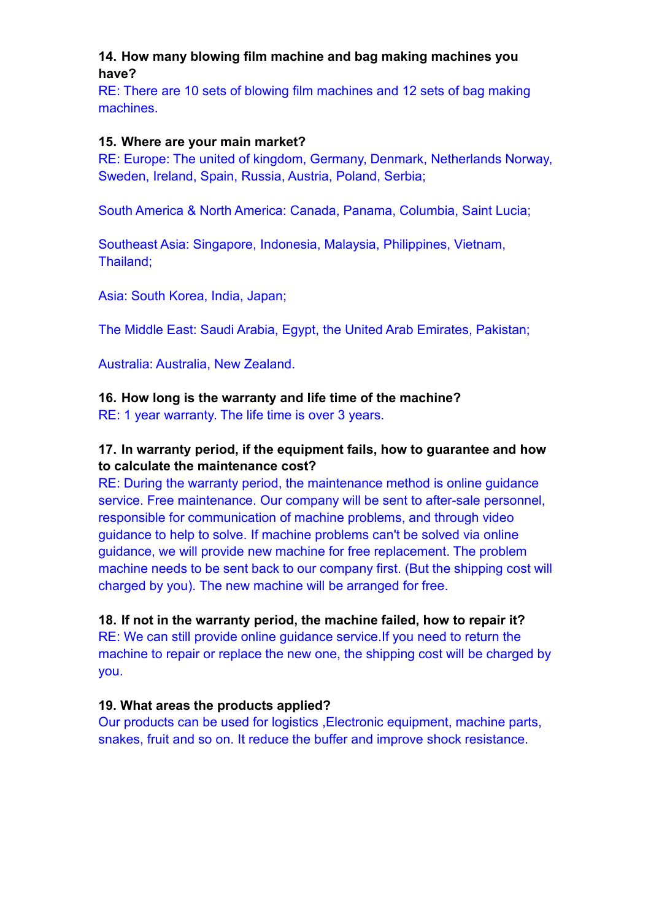**14. How many blowing film machine and bag making machines you have?**

RE: There are 10 sets of blowing film machines and 12 sets of bag making machines.

**15. Where are your main market?**

RE: Europe: The united of kingdom, Germany, Denmark, Netherlands Norway, Sweden, Ireland, Spain, Russia, Austria, Poland, Serbia;

South America & North America: Canada, Panama, Columbia, Saint Lucia;

Southeast Asia: Singapore, Indonesia, Malaysia, Philippines, Vietnam, Thailand;

Asia: South Korea, India, Japan;

The Middle East: Saudi Arabia, Egypt, the United Arab Emirates, Pakistan;

Australia: Australia, New Zealand.

**16. How long is the warranty and life time of the machine?**

RE: 1 year warranty. The life time is over 3 years.

**17. In warranty period, if the equipment fails, how to guarantee and how to calculate the maintenance cost?**

RE: During the warranty period, the maintenance method is online guidance service. Free maintenance. Our company will be sent to after-sale personnel, responsible for communication of machine problems, and through video guidance to help to solve. If machine problems can't be solved via online guidance, we will provide new machine for free replacement. The problem machine needs to be sent back to our company first. (But the shipping cost will charged by you). The new machine will be arranged for free.

**18. If not in the warranty period, the machine failed, how to repair it?**

RE: We can still provide online guidance service.If you need to return the machine to repair or replace the new one, the shipping cost will be charged by you.

**19. What areas the products applied?**

Our products can be used for logistics ,Electronic equipment, machine parts, snakes, fruit and so on. It reduce the buffer and improve shock resistance.